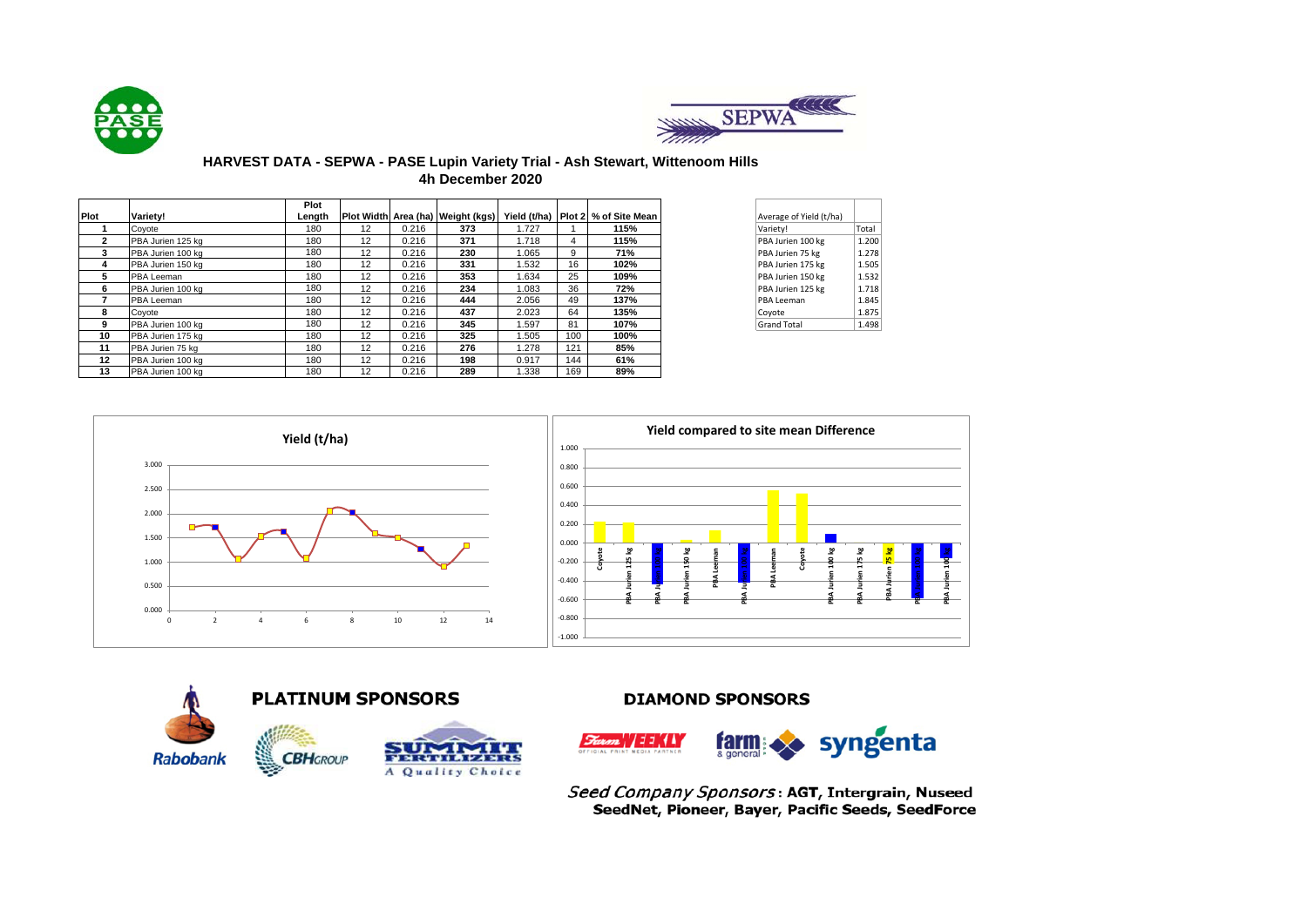## HARVEST DATA - SEPWA - PASE Lupin Variety Trial - Ash Stewart, Wittenoom Hills

### 4h December 2020

| Plot | Variety! | Plot Length | Plot Width | Area (ha) | Weight (kgs) | Yield (t/ha) | Plot 2 | % of Site Mean |
|---|---|---|---|---|---|---|---|---|
| 1 | Coyote | 180 | 12 | 0.216 | **373** | 1.727 | 1 | **115%** |
| 2 | PBA Jurien 125 kg | 180 | 12 | 0.216 | **371** | 1.718 | 4 | **115%** |
| 3 | PBA Jurien 100 kg | 180 | 12 | 0.216 | **230** | 1.065 | 9 | **71%** |
| 4 | PBA Jurien 150 kg | 180 | 12 | 0.216 | **331** | 1.532 | 16 | **102%** |
| 5 | PBA Leeman | 180 | 12 | 0.216 | **353** | 1.634 | 25 | **109%** |
| 6 | PBA Jurien 100 kg | 180 | 12 | 0.216 | **234** | 1.083 | 36 | **72%** |
| 7 | PBA Leeman | 180 | 12 | 0.216 | **444** | 2.056 | 49 | **137%** |
| 8 | Coyote | 180 | 12 | 0.216 | **437** | 2.023 | 64 | **135%** |
| 9 | PBA Jurien 100 kg | 180 | 12 | 0.216 | **345** | 1.597 | 81 | **107%** |
| 10 | PBA Jurien 175 kg | 180 | 12 | 0.216 | **325** | 1.505 | 100 | **100%** |
| 11 | PBA Jurien 75 kg | 180 | 12 | 0.216 | **276** | 1.278 | 121 | **85%** |
| 12 | PBA Jurien 100 kg | 180 | 12 | 0.216 | **198** | 0.917 | 144 | **61%** |
| 13 | PBA Jurien 100 kg | 180 | 12 | 0.216 | **289** | 1.338 | 169 | **89%** |

| Average of Yield (t/ha) | |
|---|---|
| Variety! | Total |
| PBA Jurien 100 kg | 1.200 |
| PBA Jurien 75 kg | 1.278 |
| PBA Jurien 175 kg | 1.505 |
| PBA Jurien 150 kg | 1.532 |
| PBA Jurien 125 kg | 1.718 |
| PBA Leeman | 1.845 |
| Coyote | 1.875 |
| Grand Total | 1.498 |

**Yield (t/ha)**

**Yield compared to site mean Difference**

**PLATINUM SPONSORS**

Rabobank, CBH Group, Summit Fertilizers – A Quality Choice

**DIAMOND SPONSORS**

Farm Weekly, Farm & General, Syngenta

*Seed Company Sponsors*: **AGT, Intergrain, Nuseed SeedNet, Pioneer, Bayer, Pacific Seeds, SeedForce**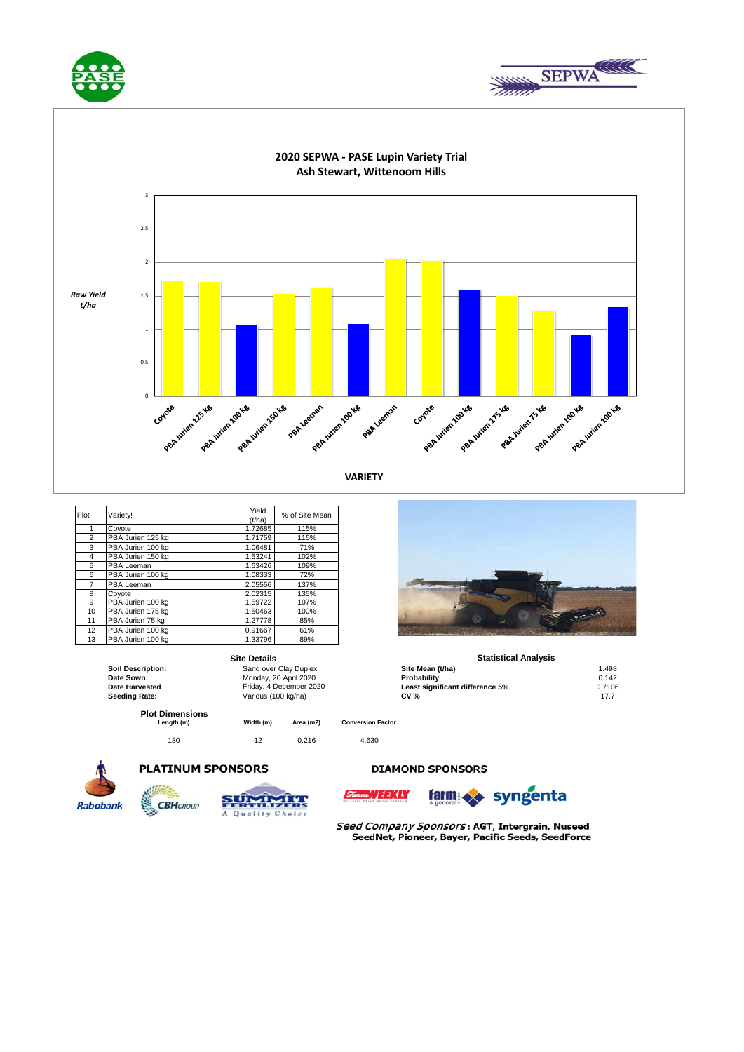## 2020 SEPWA - PASE Lupin Variety Trial
## Ash Stewart, Wittenoom Hills

| Plot | Variety! | Yield (t/ha) | % of Site Mean |
|---|---|---|---|
| 1 | Coyote | 1.72685 | 115% |
| 2 | PBA Jurien 125 kg | 1.71759 | 115% |
| 3 | PBA Jurien 100 kg | 1.06481 | 71% |
| 4 | PBA Jurien 150 kg | 1.53241 | 102% |
| 5 | PBA Leeman | 1.63426 | 109% |
| 6 | PBA Jurien 100 kg | 1.08333 | 72% |
| 7 | PBA Leeman | 2.05556 | 137% |
| 8 | Coyote | 2.02315 | 135% |
| 9 | PBA Jurien 100 kg | 1.59722 | 107% |
| 10 | PBA Jurien 175 kg | 1.50463 | 100% |
| 11 | PBA Jurien 75 kg | 1.27778 | 85% |
| 12 | PBA Jurien 100 kg | 0.91667 | 61% |
| 13 | PBA Jurien 100 kg | 1.33796 | 89% |

### Site Details

**Soil Description:** Sand over Clay Duplex
**Date Sown:** Monday, 20 April 2020
**Date Harvested** Friday, 4 December 2020
**Seeding Rate:** Various (100 kg/ha)

### Statistical Analysis

| | |
|---|---|
| **Site Mean (t/ha)** | 1.498 |
| **Probability** | 0.142 |
| **Least significant difference 5%** | 0.7106 |
| **CV %** | 17.7 |

### Plot Dimensions

| Length (m) | Width (m) | Area (m2) | Conversion Factor |
|---|---|---|---|
| 180 | 12 | 0.216 | 4.630 |

**PLATINUM SPONSORS**

Rabobank, CBH Group, Summit Fertilizers

**DIAMOND SPONSORS**

Farm Weekly, farm & general, syngenta

*Seed Company Sponsors* : AGT, Intergrain, Nuseed SeedNet, Pioneer, Bayer, Pacific Seeds, SeedForce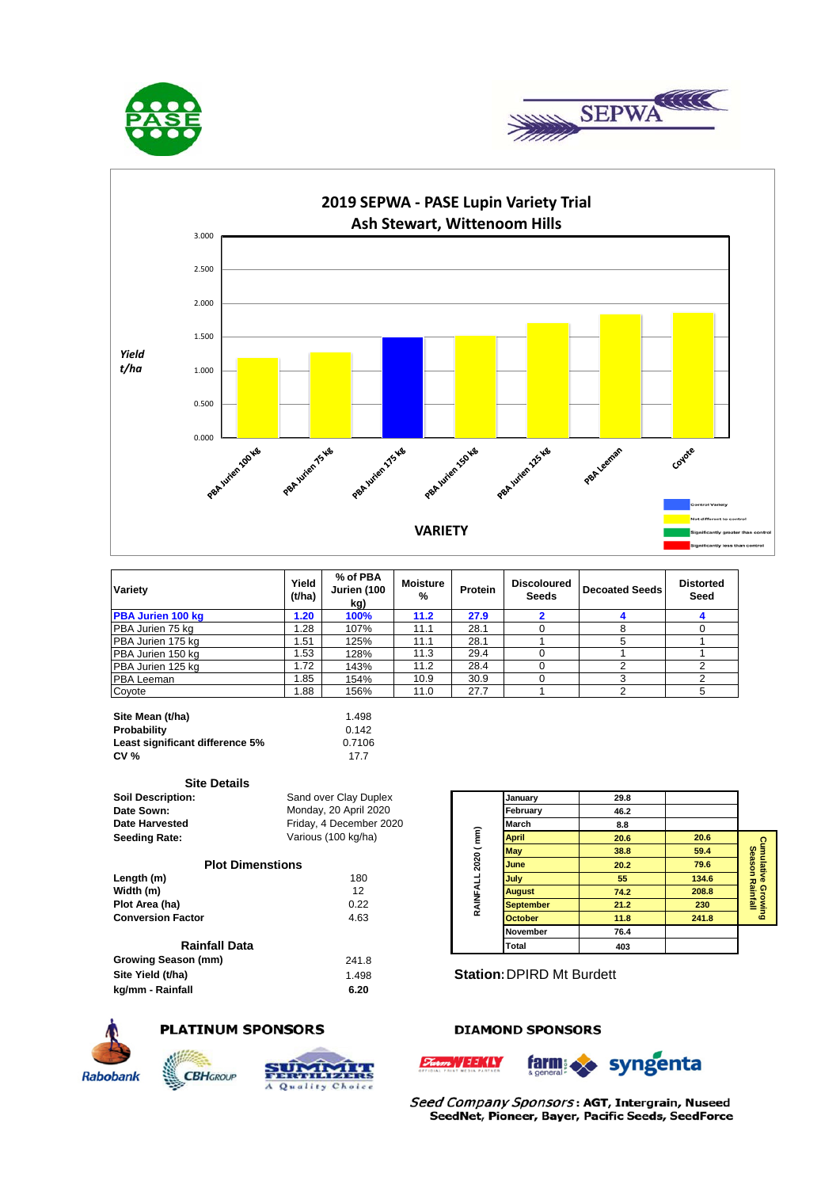PASE

SEPWA

## 2019 SEPWA - PASE Lupin Variety Trial
## Ash Stewart, Wittenoom Hills

Yield t/ha

3.000
2.500
2.000
1.500
1.000
0.500
0.000

PBA Jurien 100 kg
PBA Jurien 75 kg
PBA Jurien 175 kg
PBA Jurien 150 kg
PBA Jurien 125 kg
PBA Leeman
Coyote

VARIETY

Control Variety
Not different to control
Significantly greater than control
Significantly less than control

| Variety | Yield (t/ha) | % of PBA Jurien (100 kg) | Moisture % | Protein | Discoloured Seeds | Decoated Seeds | Distorted Seed |
|---|---|---|---|---|---|---|---|
| **PBA Jurien 100 kg** | **1.20** | **100%** | **11.2** | **27.9** | **2** | **4** | **4** |
| PBA Jurien 75 kg | 1.28 | 107% | 11.1 | 28.1 | 0 | 8 | 0 |
| PBA Jurien 175 kg | 1.51 | 125% | 11.1 | 28.1 | 1 | 5 | 1 |
| PBA Jurien 150 kg | 1.53 | 128% | 11.3 | 29.4 | 0 | 1 | 1 |
| PBA Jurien 125 kg | 1.72 | 143% | 11.2 | 28.4 | 0 | 2 | 2 |
| PBA Leeman | 1.85 | 154% | 10.9 | 30.9 | 0 | 3 | 2 |
| Coyote | 1.88 | 156% | 11.0 | 27.7 | 1 | 2 | 5 |

| | |
|---|---|
| **Site Mean (t/ha)** | 1.498 |
| **Probability** | 0.142 |
| **Least significant difference 5%** | 0.7106 |
| **CV %** | 17.7 |

### Site Details

| | |
|---|---|
| **Soil Description:** | Sand over Clay Duplex |
| **Date Sown:** | Monday, 20 April 2020 |
| **Date Harvested** | Friday, 4 December 2020 |
| **Seeding Rate:** | Various (100 kg/ha) |

### Plot Dimenstions

| | |
|---|---|
| **Length (m)** | 180 |
| **Width (m)** | 12 |
| **Plot Area (ha)** | 0.22 |
| **Conversion Factor** | 4.63 |

### Rainfall Data

| | |
|---|---|
| **Growing Season (mm)** | 241.8 |
| **Site Yield (t/ha)** | 1.498 |
| **kg/mm - Rainfall** | **6.20** |

RAINFALL 2020 ( mm)

| Month | Rainfall | Cumulative Growing Season Rainfall |
|---|---|---|
| January | 29.8 | |
| February | 46.2 | |
| March | 8.8 | |
| April | 20.6 | 20.6 |
| May | 38.8 | 59.4 |
| June | 20.2 | 79.6 |
| July | 55 | 134.6 |
| August | 74.2 | 208.8 |
| September | 21.2 | 230 |
| October | 11.8 | 241.8 |
| November | 76.4 | |
| Total | 403 | |

**Station:** DPIRD Mt Burdett

**PLATINUM SPONSORS**

Rabobank, CBH Group, Summit Fertilizers – A Quality Choice

**DIAMOND SPONSORS**

Farm Weekly, farm & general, syngenta

*Seed Company Sponsors*: **AGT, Intergrain, Nuseed SeedNet, Pioneer, Bayer, Pacific Seeds, SeedForce**